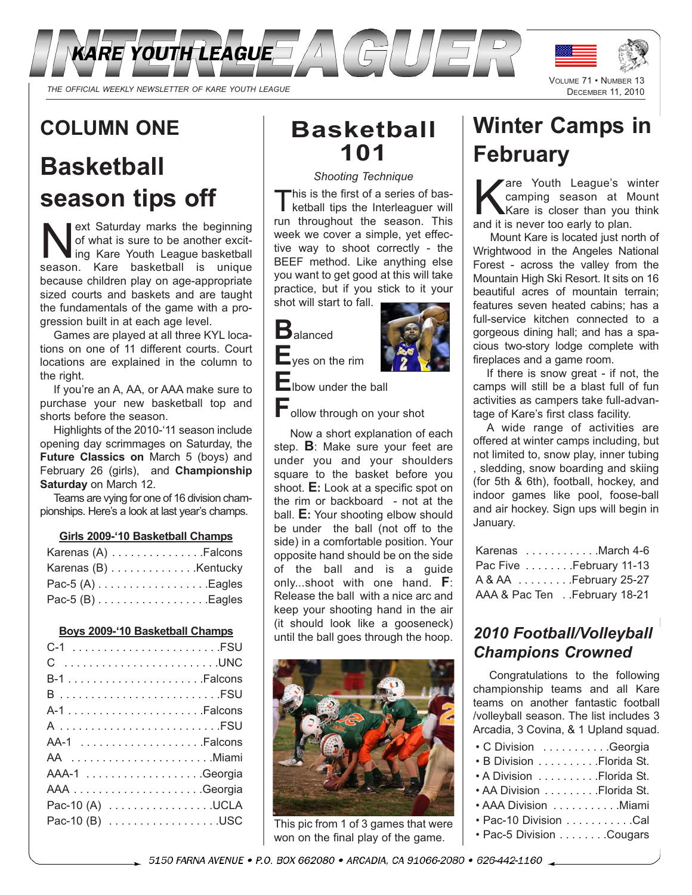# INTERLEAGUER

KARE YOUTH LEAGUE

*THE OFFICIAL WEEKLY NEWSLETTER OF KARE YOUTH LEAGUE*

VOLUME 71 • NUMBER 13
DECEMBER 11, 2010

## COLUMN ONE

# Basketball season tips off

Next Saturday marks the beginning of what is sure to be another exciting Kare Youth League basketball season. Kare basketball is unique because children play on age-appropriate sized courts and baskets and are taught the fundamentals of the game with a progression built in at each age level.

Games are played at all three KYL locations on one of 11 different courts. Court locations are explained in the column to the right.

If you're an A, AA, or AAA make sure to purchase your new basketball top and shorts before the season.

Highlights of the 2010-'11 season include opening day scrimmages on Saturday, the **Future Classics on** March 5 (boys) and February 26 (girls), and **Championship Saturday** on March 12.

Teams are vying for one of 16 division championships. Here's a look at last year's champs.

**Girls 2009-'10 Basketball Champs**

| Division | Champion |
|---|---|
| Karenas (A) | Falcons |
| Karenas (B) | Kentucky |
| Pac-5 (A) | Eagles |
| Pac-5 (B) | Eagles |

**Boys 2009-'10 Basketball Champs**

| Division | Champion |
|---|---|
| C-1 | FSU |
| C | UNC |
| B-1 | Falcons |
| B | FSU |
| A-1 | Falcons |
| A | FSU |
| AA-1 | Falcons |
| AA | Miami |
| AAA-1 | Georgia |
| AAA | Georgia |
| Pac-10 (A) | UCLA |
| Pac-10 (B) | USC |

# Basketball 101

*Shooting Technique*

This is the first of a series of basketball tips the Interleaguer will run throughout the season. This week we cover a simple, yet effective way to shoot correctly - the BEEF method. Like anything else you want to get good at this will take practice, but if you stick to it your shot will start to fall.

**B**alanced

**E**yes on the rim

**E**lbow under the ball

**F**ollow through on your shot

Now a short explanation of each step. **B**: Make sure your feet are under you and your shoulders square to the basket before you shoot. **E:** Look at a specific spot on the rim or backboard - not at the ball. **E:** Your shooting elbow should be under the ball (not off to the side) in a comfortable position. Your opposite hand should be on the side of the ball and is a guide only...shoot with one hand. **F**: Release the ball with a nice arc and keep your shooting hand in the air (it should look like a gooseneck) until the ball goes through the hoop.

This pic from 1 of 3 games that were won on the final play of the game.

# Winter Camps in February

Kare Youth League's winter camping season at Mount Kare is closer than you think and it is never too early to plan.

Mount Kare is located just north of Wrightwood in the Angeles National Forest - across the valley from the Mountain High Ski Resort. It sits on 16 beautiful acres of mountain terrain; features seven heated cabins; has a full-service kitchen connected to a gorgeous dining hall; and has a spacious two-story lodge complete with fireplaces and a game room.

If there is snow great - if not, the camps will still be a blast full of fun activities as campers take full-advantage of Kare's first class facility.

A wide range of activities are offered at winter camps including, but not limited to, snow play, inner tubing , sledding, snow boarding and skiing (for 5th & 6th), football, hockey, and indoor games like pool, foose-ball and air hockey. Sign ups will begin in January.

| Camp | Dates |
|---|---|
| Karenas | March 4-6 |
| Pac Five | February 11-13 |
| A & AA | February 25-27 |
| AAA & Pac Ten | February 18-21 |

## *2010 Football/Volleyball Champions Crowned*

Congratulations to the following championship teams and all Kare teams on another fantastic football /volleyball season. The list includes 3 Arcadia, 3 Covina, & 1 Upland squad.

- C Division .......... Georgia
- B Division .......... Florida St.
- A Division .......... Florida St.
- AA Division .......... Florida St.
- AAA Division .......... Miami
- Pac-10 Division .......... Cal
- Pac-5 Division .......... Cougars

5150 FARNA AVENUE • P.O. BOX 662080 • ARCADIA, CA 91066-2080 • 626-442-1160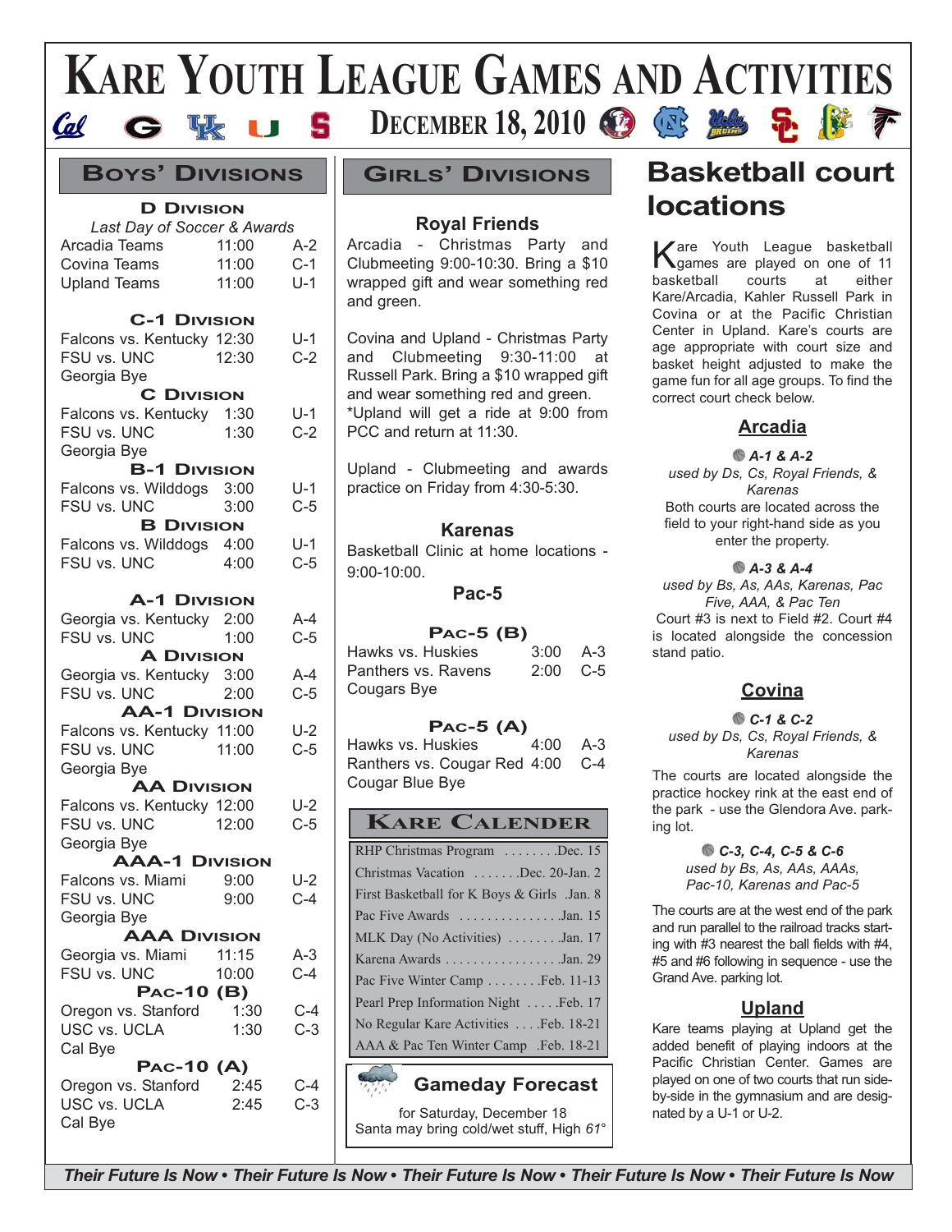# Kare Youth League Games and Activities

## December 18, 2010

## Boys' Divisions

### D Division

*Last Day of Soccer & Awards*

| | | |
|---|---|---|
| Arcadia Teams | 11:00 | A-2 |
| Covina Teams | 11:00 | C-1 |
| Upland Teams | 11:00 | U-1 |

### C-1 Division

| | | |
|---|---|---|
| Falcons vs. Kentucky | 12:30 | U-1 |
| FSU vs. UNC | 12:30 | C-2 |
| Georgia Bye | | |

### C Division

| | | |
|---|---|---|
| Falcons vs. Kentucky | 1:30 | U-1 |
| FSU vs. UNC | 1:30 | C-2 |
| Georgia Bye | | |

### B-1 Division

| | | |
|---|---|---|
| Falcons vs. Wilddogs | 3:00 | U-1 |
| FSU vs. UNC | 3:00 | C-5 |

### B Division

| | | |
|---|---|---|
| Falcons vs. Wilddogs | 4:00 | U-1 |
| FSU vs. UNC | 4:00 | C-5 |

### A-1 Division

| | | |
|---|---|---|
| Georgia vs. Kentucky | 2:00 | A-4 |
| FSU vs. UNC | 1:00 | C-5 |

### A Division

| | | |
|---|---|---|
| Georgia vs. Kentucky | 3:00 | A-4 |
| FSU vs. UNC | 2:00 | C-5 |

### AA-1 Division

| | | |
|---|---|---|
| Falcons vs. Kentucky | 11:00 | U-2 |
| FSU vs. UNC | 11:00 | C-5 |
| Georgia Bye | | |

### AA Division

| | | |
|---|---|---|
| Falcons vs. Kentucky | 12:00 | U-2 |
| FSU vs. UNC | 12:00 | C-5 |
| Georgia Bye | | |

### AAA-1 Division

| | | |
|---|---|---|
| Falcons vs. Miami | 9:00 | U-2 |
| FSU vs. UNC | 9:00 | C-4 |
| Georgia Bye | | |

### AAA Division

| | | |
|---|---|---|
| Georgia vs. Miami | 11:15 | A-3 |
| FSU vs. UNC | 10:00 | C-4 |

### Pac-10 (B)

| | | |
|---|---|---|
| Oregon vs. Stanford | 1:30 | C-4 |
| USC vs. UCLA | 1:30 | C-3 |
| Cal Bye | | |

### Pac-10 (A)

| | | |
|---|---|---|
| Oregon vs. Stanford | 2:45 | C-4 |
| USC vs. UCLA | 2:45 | C-3 |
| Cal Bye | | |

## Girls' Divisions

### Royal Friends

Arcadia - Christmas Party and Clubmeeting 9:00-10:30. Bring a $10 wrapped gift and wear something red and green.

Covina and Upland - Christmas Party and Clubmeeting 9:30-11:00 at Russell Park. Bring a $10 wrapped gift and wear something red and green. *Upland will get a ride at 9:00 from PCC and return at 11:30.

Upland - Clubmeeting and awards practice on Friday from 4:30-5:30.

### Karenas

Basketball Clinic at home locations - 9:00-10:00.

### Pac-5

### Pac-5 (B)

| | | |
|---|---|---|
| Hawks vs. Huskies | 3:00 | A-3 |
| Panthers vs. Ravens | 2:00 | C-5 |
| Cougars Bye | | |

### Pac-5 (A)

| | | |
|---|---|---|
| Hawks vs. Huskies | 4:00 | A-3 |
| Ranthers vs. Cougar Red | 4:00 | C-4 |
| Cougar Blue Bye | | |

## Kare Calender

| | |
|---|---|
| RHP Christmas Program | Dec. 15 |
| Christmas Vacation | Dec. 20-Jan. 2 |
| First Basketball for K Boys & Girls | Jan. 8 |
| Pac Five Awards | Jan. 15 |
| MLK Day (No Activities) | Jan. 17 |
| Karena Awards | Jan. 29 |
| Pac Five Winter Camp | Feb. 11-13 |
| Pearl Prep Information Night | Feb. 17 |
| No Regular Kare Activities | Feb. 18-21 |
| AAA & Pac Ten Winter Camp | Feb. 18-21 |

### Gameday Forecast

for Saturday, December 18
Santa may bring cold/wet stuff, High *61°*

## Basketball court locations

Kare Youth League basketball games are played on one of 11 basketball courts at either Kare/Arcadia, Kahler Russell Park in Covina or at the Pacific Christian Center in Upland. Kare's courts are age appropriate with court size and basket height adjusted to make the game fun for all age groups. To find the correct court check below.

### Arcadia

***A-1 & A-2***
*used by Ds, Cs, Royal Friends, & Karenas*

Both courts are located across the field to your right-hand side as you enter the property.

***A-3 & A-4***
*used by Bs, As, AAs, Karenas, Pac Five, AAA, & Pac Ten*

Court #3 is next to Field #2. Court #4 is located alongside the concession stand patio.

### Covina

***C-1 & C-2***
*used by Ds, Cs, Royal Friends, & Karenas*

The courts are located alongside the practice hockey rink at the east end of the park - use the Glendora Ave. parking lot.

***C-3, C-4, C-5 & C-6***
*used by Bs, As, AAs, AAAs, Pac-10, Karenas and Pac-5*

The courts are at the west end of the park and run parallel to the railroad tracks starting with #3 nearest the ball fields with #4, #5 and #6 following in sequence - use the Grand Ave. parking lot.

### Upland

Kare teams playing at Upland get the added benefit of playing indoors at the Pacific Christian Center. Games are played on one of two courts that run side-by-side in the gymnasium and are designated by a U-1 or U-2.

*Their Future Is Now • Their Future Is Now • Their Future Is Now • Their Future Is Now • Their Future Is Now*